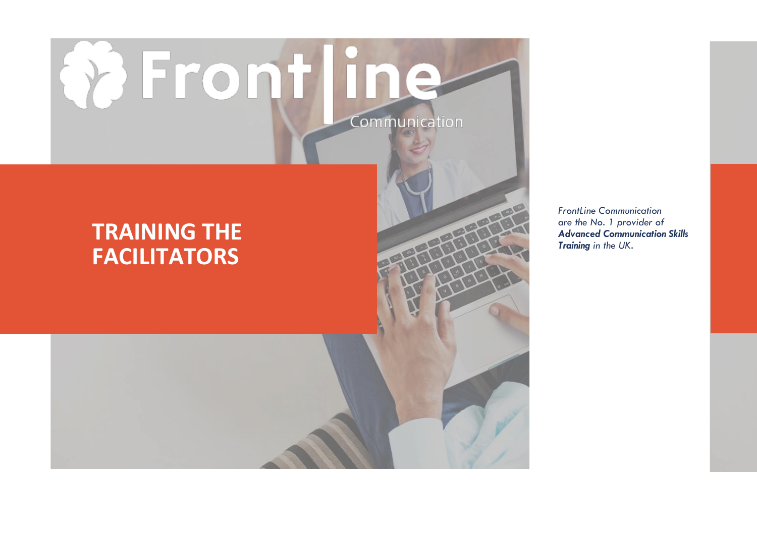# Front|ine

Communication

## TRAINING THE FACILITATORS

*FrontLine Communication are the No. 1 provider of **Advanced Communication Skills Training** in the UK.*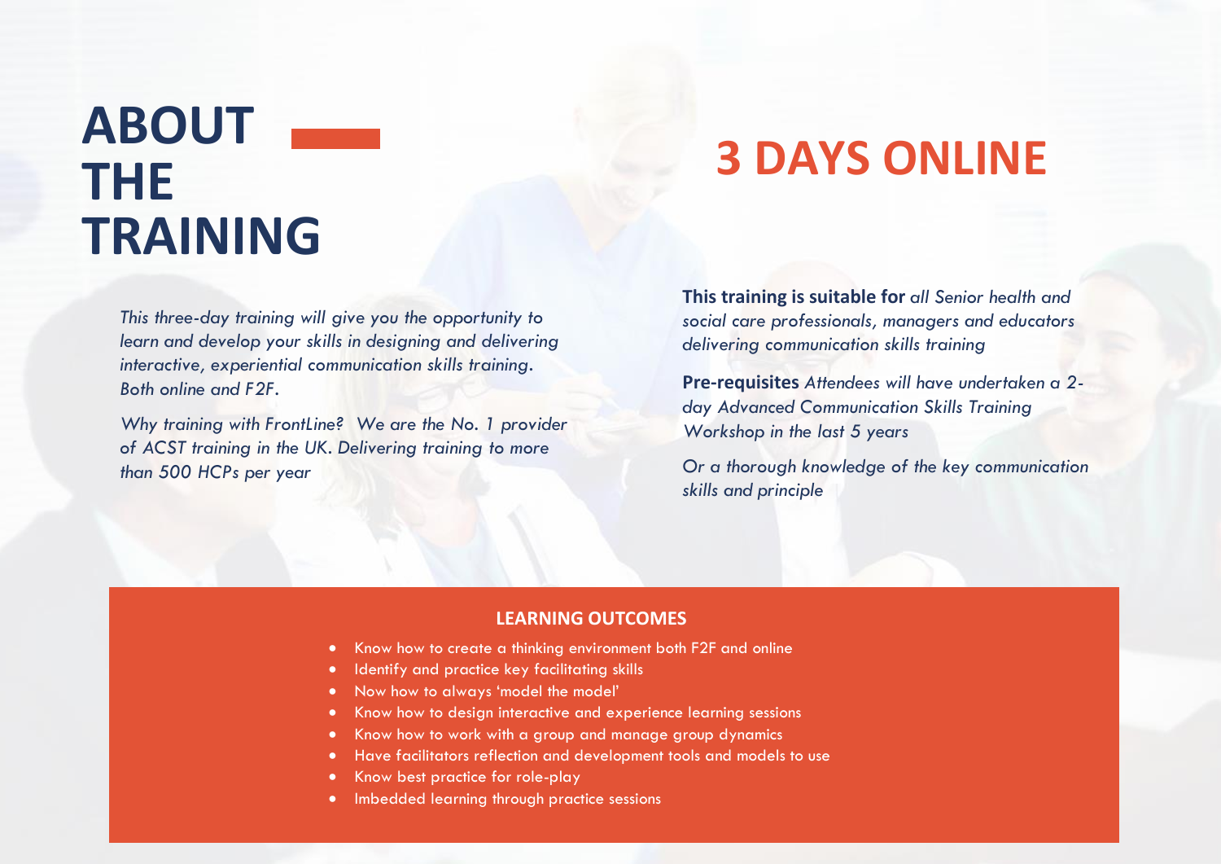# ABOUT THE TRAINING

## 3 DAYS ONLINE

*This three-day training will give you the opportunity to learn and develop your skills in designing and delivering interactive, experiential communication skills training. Both online and F2F.*

*Why training with FrontLine? We are the No. 1 provider of ACST training in the UK. Delivering training to more than 500 HCPs per year*

**This training is suitable for** *all Senior health and social care professionals, managers and educators delivering communication skills training*

**Pre-requisites** *Attendees will have undertaken a 2-day Advanced Communication Skills Training Workshop in the last 5 years*

*Or a thorough knowledge of the key communication skills and principle*

### LEARNING OUTCOMES

- Know how to create a thinking environment both F2F and online
- Identify and practice key facilitating skills
- Now how to always 'model the model'
- Know how to design interactive and experience learning sessions
- Know how to work with a group and manage group dynamics
- Have facilitators reflection and development tools and models to use
- Know best practice for role-play
- Imbedded learning through practice sessions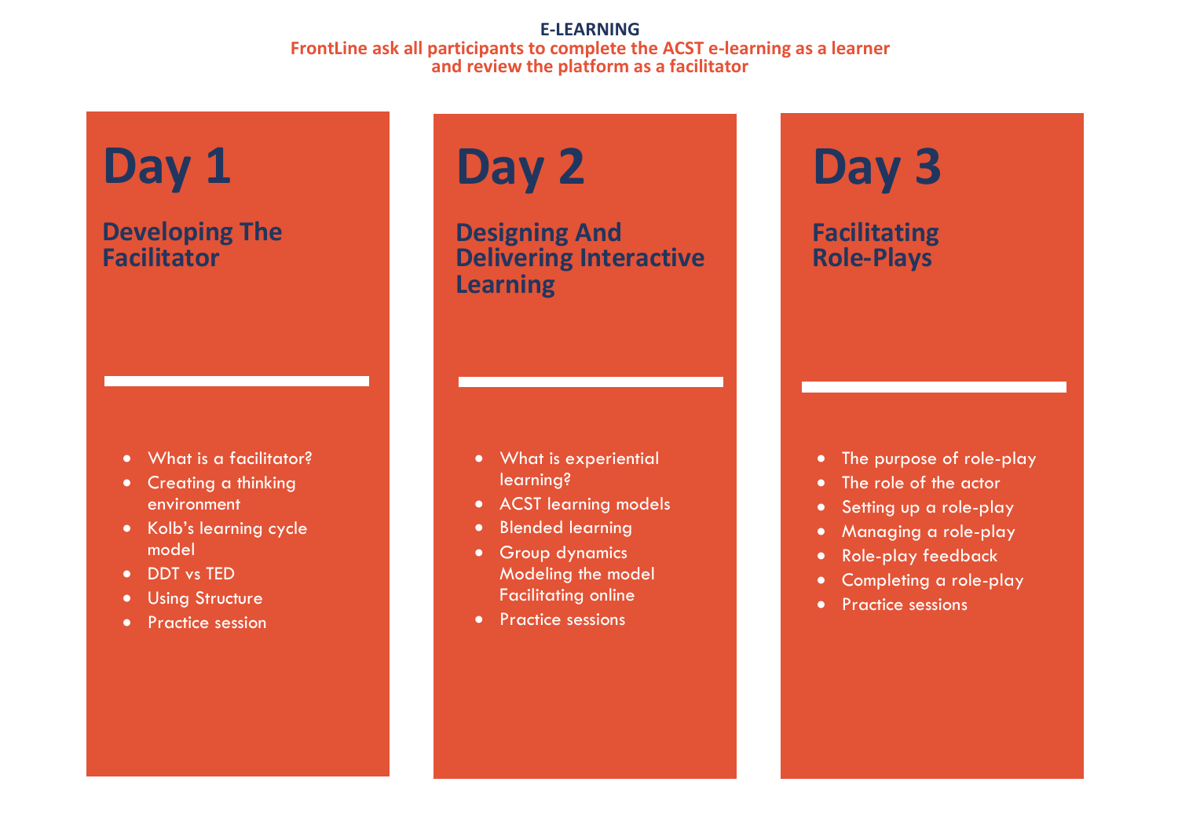## E-LEARNING

**FrontLine ask all participants to complete the ACST e-learning as a learner and review the platform as a facilitator**

# Day 1

## Developing The Facilitator

- What is a facilitator?
- Creating a thinking environment
- Kolb's learning cycle model
- DDT vs TED
- Using Structure
- Practice session

# Day 2

## Designing And Delivering Interactive Learning

- What is experiential learning?
- ACST learning models
- Blended learning
- Group dynamics Modeling the model Facilitating online
- Practice sessions

# Day 3

## Facilitating Role-Plays

- The purpose of role-play
- The role of the actor
- Setting up a role-play
- Managing a role-play
- Role-play feedback
- Completing a role-play
- Practice sessions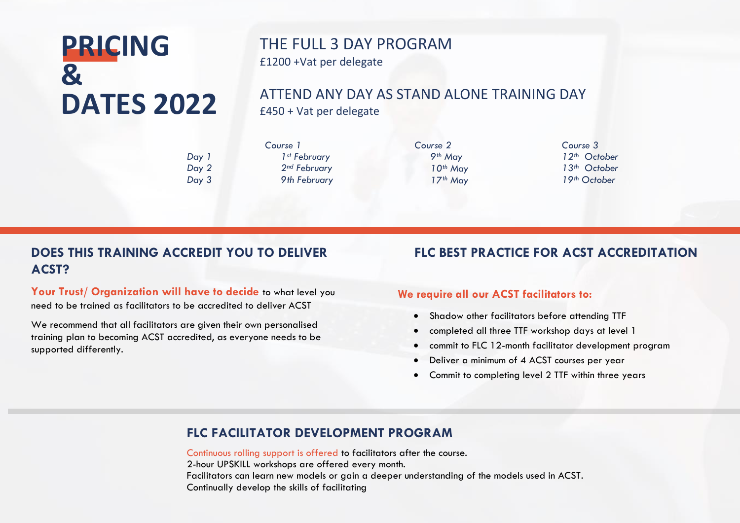# PRICING & DATES 2022

## THE FULL 3 DAY PROGRAM

£1200 +Vat per delegate

## ATTEND ANY DAY AS STAND ALONE TRAINING DAY

£450 + Vat per delegate

| | *Course 1* | *Course 2* | *Course 3* |
|---|---|---|---|
| *Day 1* | *1st February* | *9th May* | *12th October* |
| *Day 2* | *2nd February* | *10th May* | *13th October* |
| *Day 3* | *9th February* | *17th May* | *19th October* |

## DOES THIS TRAINING ACCREDIT YOU TO DELIVER ACST?

**Your Trust/ Organization will have to decide** to what level you need to be trained as facilitators to be accredited to deliver ACST

We recommend that all facilitators are given their own personalised training plan to becoming ACST accredited, as everyone needs to be supported differently.

## FLC BEST PRACTICE FOR ACST ACCREDITATION

**We require all our ACST facilitators to:**

- Shadow other facilitators before attending TTF
- completed all three TTF workshop days at level 1
- commit to FLC 12-month facilitator development program
- Deliver a minimum of 4 ACST courses per year
- Commit to completing level 2 TTF within three years

## FLC FACILITATOR DEVELOPMENT PROGRAM

Continuous rolling support is offered to facilitators after the course.
2-hour UPSKILL workshops are offered every month.
Facilitators can learn new models or gain a deeper understanding of the models used in ACST.
Continually develop the skills of facilitating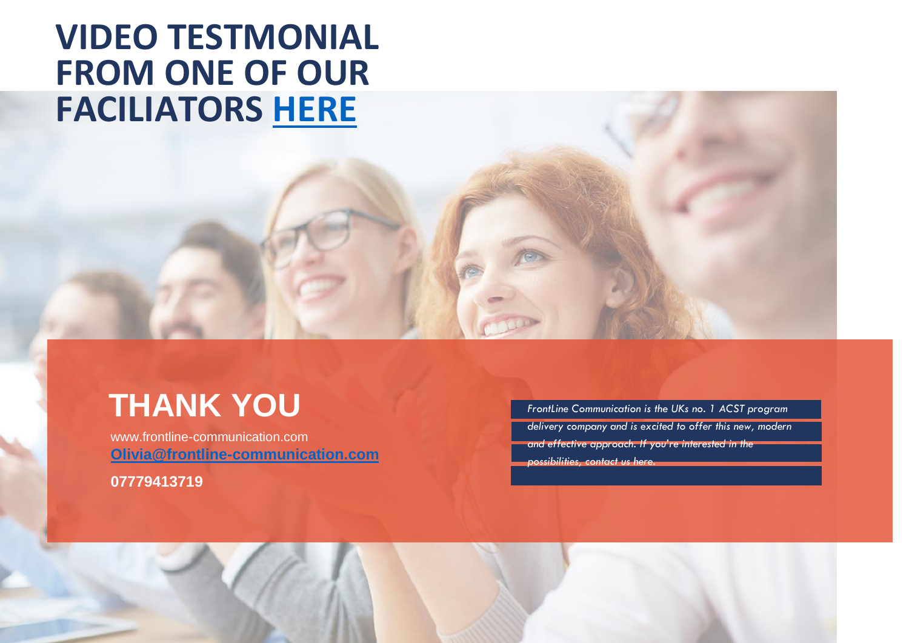# VIDEO TESTMONIAL FROM ONE OF OUR FACILIATORS HERE

## THANK YOU

www.frontline-communication.com
**Olivia@frontline-communication.com**

**07779413719**

*FrontLine Communication is the UKs no. 1 ACST program delivery company and is excited to offer this new, modern and effective approach. If you're interested in the possibilities, contact us here.*